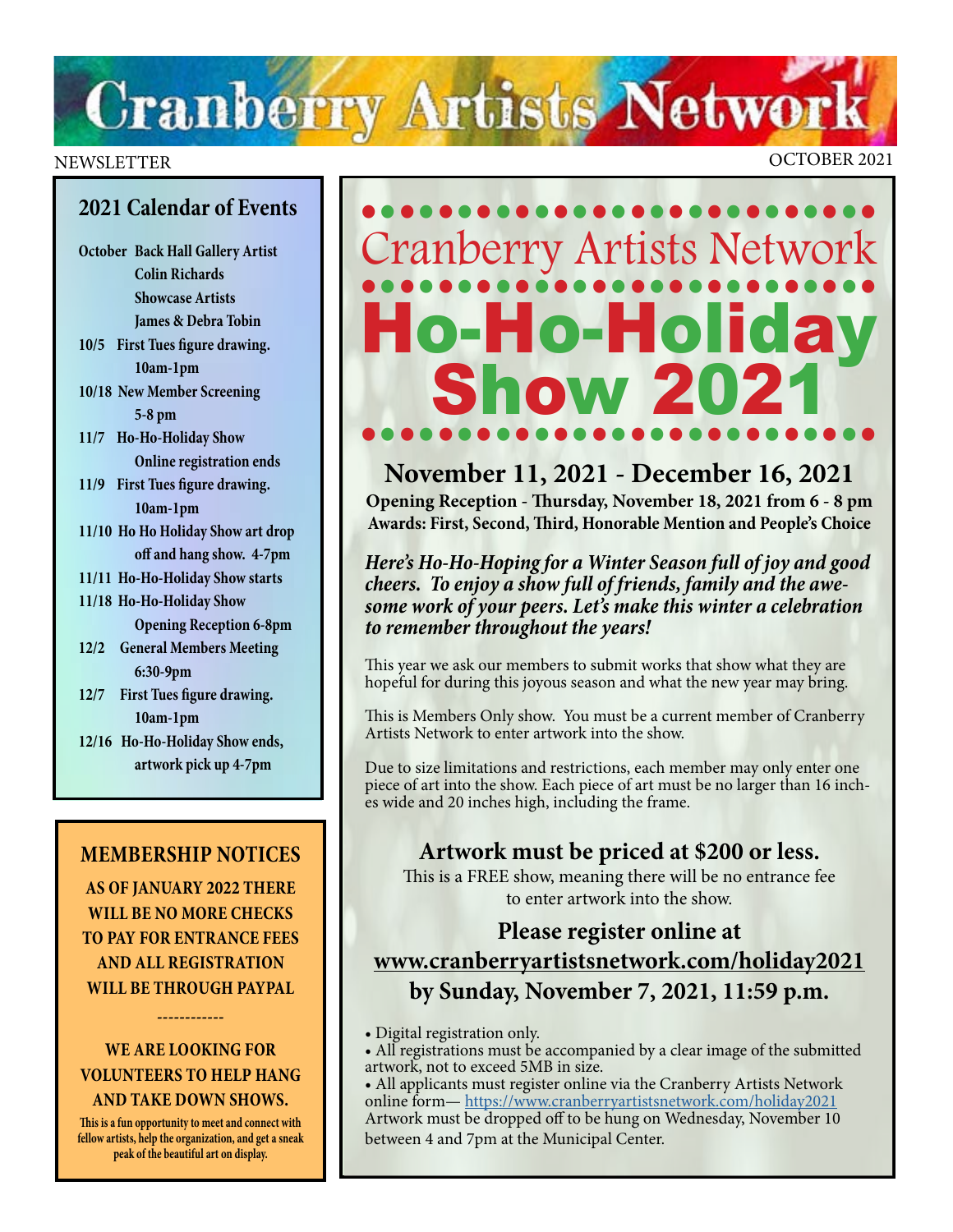# Cranberry Artists Network

NEWSLETTER

OCTOBER 2021

## 2021 Calendar of Events

**October** Back Hall Gallery Artist Colin Richards
Showcase Artists James & Debra Tobin

**10/5** First Tues figure drawing. 10am-1pm

**10/18** New Member Screening 5-8 pm

**11/7** Ho-Ho-Holiday Show Online registration ends

**11/9** First Tues figure drawing. 10am-1pm

**11/10** Ho Ho Holiday Show art drop off and hang show. 4-7pm

**11/11** Ho-Ho-Holiday Show starts

**11/18** Ho-Ho-Holiday Show Opening Reception 6-8pm

**12/2** General Members Meeting 6:30-9pm

**12/7** First Tues figure drawing. 10am-1pm

**12/16** Ho-Ho-Holiday Show ends, artwork pick up 4-7pm

## MEMBERSHIP NOTICES

**AS OF JANUARY 2022 THERE WILL BE NO MORE CHECKS TO PAY FOR ENTRANCE FEES AND ALL REGISTRATION WILL BE THROUGH PAYPAL**

------------

**WE ARE LOOKING FOR VOLUNTEERS TO HELP HANG AND TAKE DOWN SHOWS.**

**This is a fun opportunity to meet and connect with fellow artists, help the organization, and get a sneak peak of the beautiful art on display.**

---

## Cranberry Artists Network

# Ho-Ho-Holiday Show 2021

### November 11, 2021 - December 16, 2021

**Opening Reception - Thursday, November 18, 2021 from 6 - 8 pm**
**Awards: First, Second, Third, Honorable Mention and People's Choice**

***Here's Ho-Ho-Hoping for a Winter Season full of joy and good cheers. To enjoy a show full of friends, family and the awe-some work of your peers. Let's make this winter a celebration to remember throughout the years!***

This year we ask our members to submit works that show what they are hopeful for during this joyous season and what the new year may bring.

This is Members Only show. You must be a current member of Cranberry Artists Network to enter artwork into the show.

Due to size limitations and restrictions, each member may only enter one piece of art into the show. Each piece of art must be no larger than 16 inches wide and 20 inches high, including the frame.

### Artwork must be priced at $200 or less.

This is a FREE show, meaning there will be no entrance fee to enter artwork into the show.

### Please register online at www.cranberryartistsnetwork.com/holiday2021 by Sunday, November 7, 2021, 11:59 p.m.

- Digital registration only.
- All registrations must be accompanied by a clear image of the submitted artwork, not to exceed 5MB in size.
- All applicants must register online via the Cranberry Artists Network online form— https://www.cranberryartistsnetwork.com/holiday2021

Artwork must be dropped off to be hung on Wednesday, November 10 between 4 and 7pm at the Municipal Center.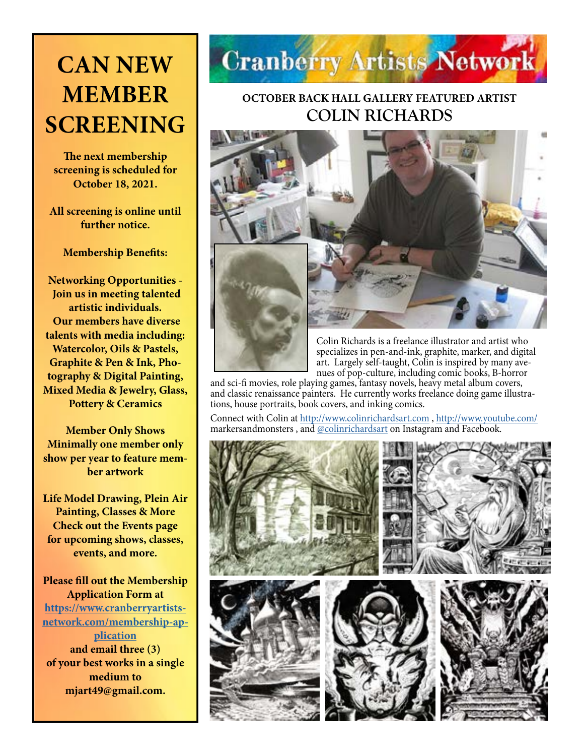# CAN NEW MEMBER SCREENING

**The next membership screening is scheduled for October 18, 2021.**

**All screening is online until further notice.**

**Membership Benefits:**

**Networking Opportunities - Join us in meeting talented artistic individuals. Our members have diverse talents with media including: Watercolor, Oils & Pastels, Graphite & Pen & Ink, Photography & Digital Painting, Mixed Media & Jewelry, Glass, Pottery & Ceramics**

**Member Only Shows Minimally one member only show per year to feature member artwork**

**Life Model Drawing, Plein Air Painting, Classes & More Check out the Events page for upcoming shows, classes, events, and more.**

**Please fill out the Membership Application Form at [https://www.cranberryartists-network.com/membership-application](https://www.cranberryartists-network.com/membership-application) and email three (3) of your best works in a single medium to mjart49@gmail.com.**

# Cranberry Artists Network

### OCTOBER BACK HALL GALLERY FEATURED ARTIST

## COLIN RICHARDS

Colin Richards is a freelance illustrator and artist who specializes in pen-and-ink, graphite, marker, and digital art. Largely self-taught, Colin is inspired by many avenues of pop-culture, including comic books, B-horror and sci-fi movies, role playing games, fantasy novels, heavy metal album covers, and classic renaissance painters. He currently works freelance doing game illustrations, house portraits, book covers, and inking comics.

Connect with Colin at http://www.colinrichardsart.com , http://www.youtube.com/markersandmonsters , and @colinrichardsart on Instagram and Facebook.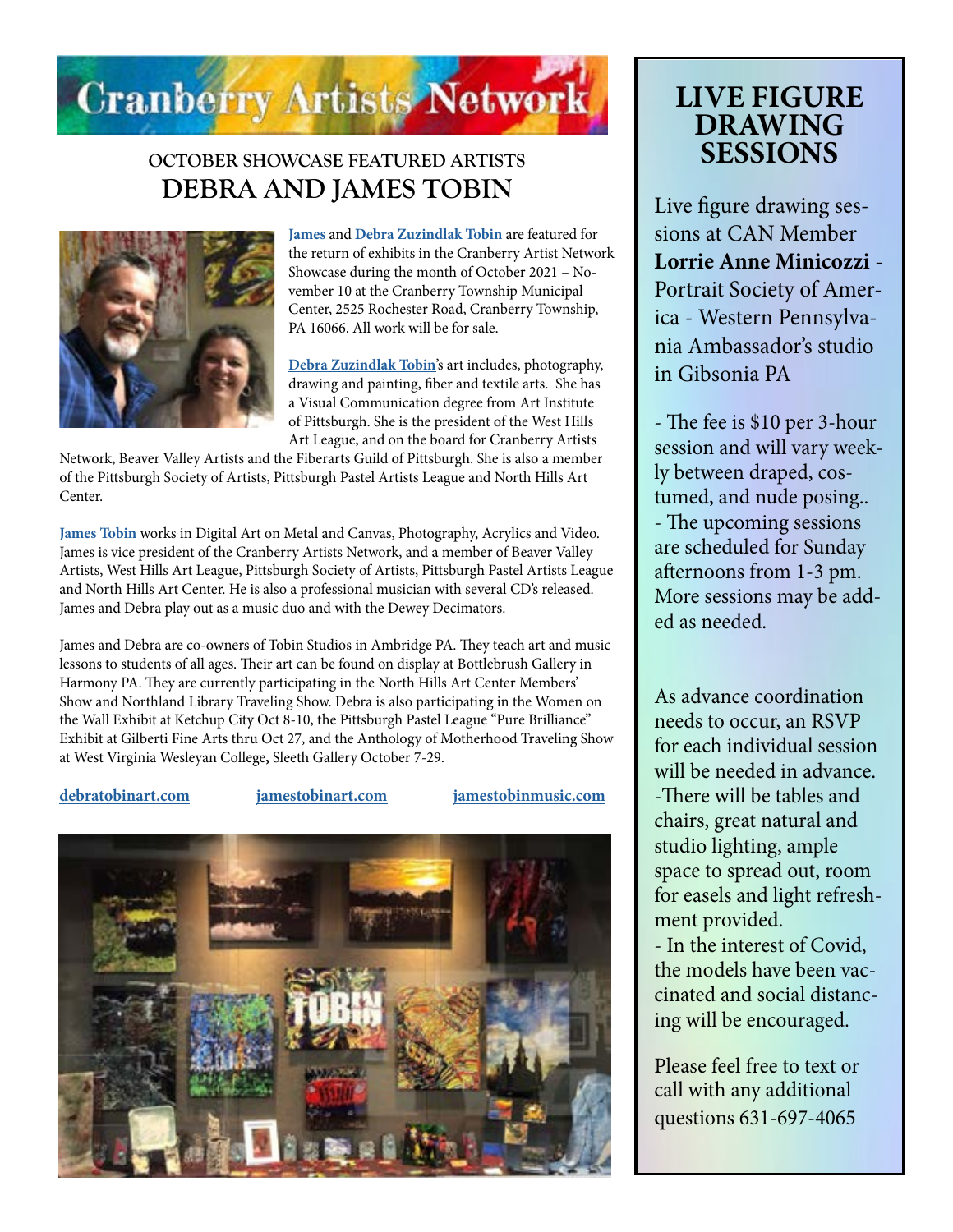# Cranberry Artists Network

## OCTOBER SHOWCASE FEATURED ARTISTS
## DEBRA AND JAMES TOBIN

**James** and **Debra Zuzindlak Tobin** are featured for the return of exhibits in the Cranberry Artist Network Showcase during the month of October 2021 – November 10 at the Cranberry Township Municipal Center, 2525 Rochester Road, Cranberry Township, PA 16066. All work will be for sale.

**Debra Zuzindlak Tobin**'s art includes, photography, drawing and painting, fiber and textile arts. She has a Visual Communication degree from Art Institute of Pittsburgh. She is the president of the West Hills Art League, and on the board for Cranberry Artists Network, Beaver Valley Artists and the Fiberarts Guild of Pittsburgh. She is also a member of the Pittsburgh Society of Artists, Pittsburgh Pastel Artists League and North Hills Art Center.

**James Tobin** works in Digital Art on Metal and Canvas, Photography, Acrylics and Video. James is vice president of the Cranberry Artists Network, and a member of Beaver Valley Artists, West Hills Art League, Pittsburgh Society of Artists, Pittsburgh Pastel Artists League and North Hills Art Center. He is also a professional musician with several CD's released. James and Debra play out as a music duo and with the Dewey Decimators.

James and Debra are co-owners of Tobin Studios in Ambridge PA. They teach art and music lessons to students of all ages. Their art can be found on display at Bottlebrush Gallery in Harmony PA. They are currently participating in the North Hills Art Center Members' Show and Northland Library Traveling Show. Debra is also participating in the Women on the Wall Exhibit at Ketchup City Oct 8-10, the Pittsburgh Pastel League "Pure Brilliance" Exhibit at Gilberti Fine Arts thru Oct 27, and the Anthology of Motherhood Traveling Show at West Virginia Wesleyan College**,** Sleeth Gallery October 7-29.

**debratobinart.com** **jamestobinart.com** **jamestobinmusic.com**

## LIVE FIGURE DRAWING SESSIONS

Live figure drawing sessions at CAN Member **Lorrie Anne Minicozzi** - Portrait Society of America - Western Pennsylvania Ambassador's studio in Gibsonia PA

- The fee is $10 per 3-hour session and will vary weekly between draped, costumed, and nude posing..
- The upcoming sessions are scheduled for Sunday afternoons from 1-3 pm. More sessions may be added as needed.

As advance coordination needs to occur, an RSVP for each individual session will be needed in advance.
-There will be tables and chairs, great natural and studio lighting, ample space to spread out, room for easels and light refreshment provided.
- In the interest of Covid, the models have been vaccinated and social distancing will be encouraged.

Please feel free to text or call with any additional questions 631-697-4065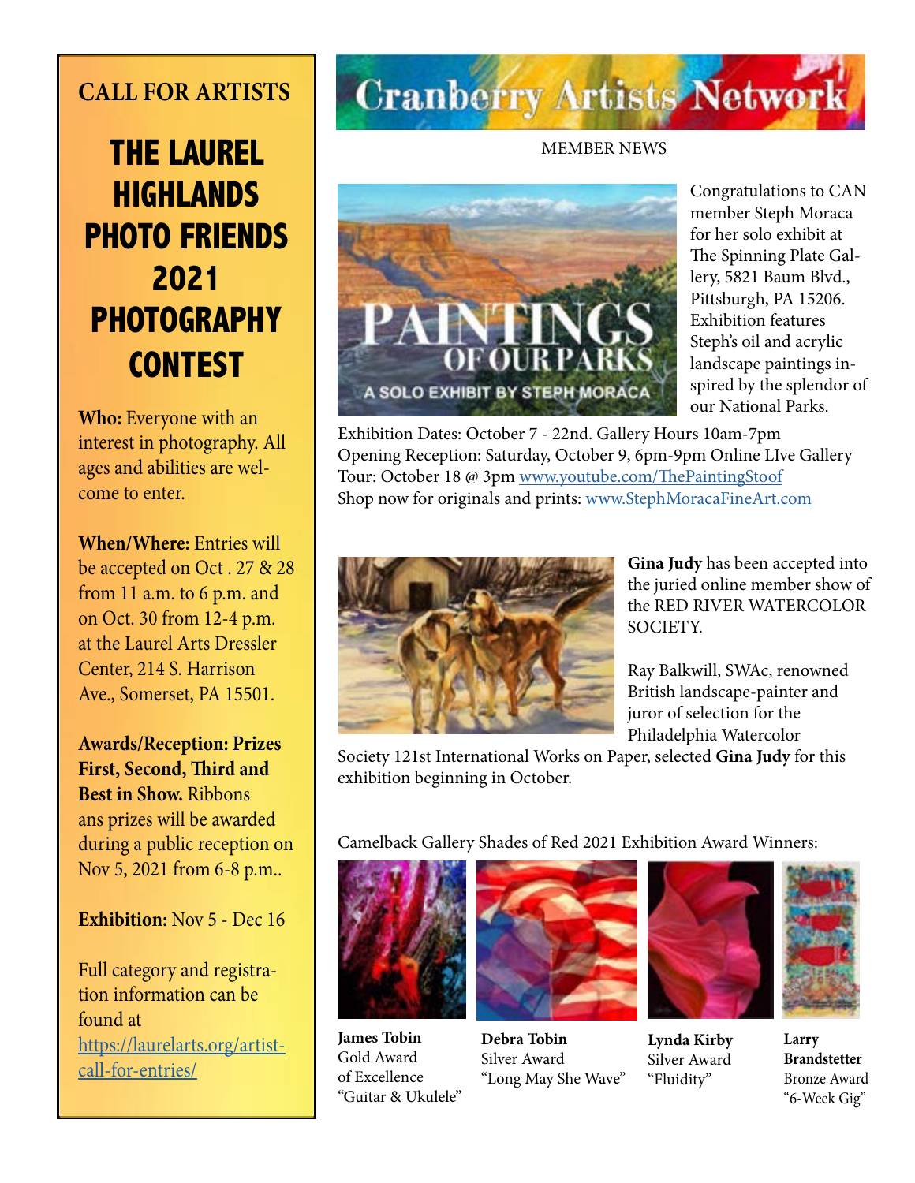## CALL FOR ARTISTS

# THE LAUREL HIGHLANDS PHOTO FRIENDS 2021 PHOTOGRAPHY CONTEST

**Who:** Everyone with an interest in photography. All ages and abilities are welcome to enter.

**When/Where:** Entries will be accepted on Oct . 27 & 28 from 11 a.m. to 6 p.m. and on Oct. 30 from 12-4 p.m. at the Laurel Arts Dressler Center, 214 S. Harrison Ave., Somerset, PA 15501.

**Awards/Reception: Prizes First, Second, Third and Best in Show.** Ribbons ans prizes will be awarded during a public reception on Nov 5, 2021 from 6-8 p.m..

**Exhibition:** Nov 5 - Dec 16

Full category and registration information can be found at [https://laurelarts.org/artist-call-for-entries/](https://laurelarts.org/artist-call-for-entries/)

# Cranberry Artists Network

MEMBER NEWS

Congratulations to CAN member Steph Moraca for her solo exhibit at The Spinning Plate Gallery, 5821 Baum Blvd., Pittsburgh, PA 15206. Exhibition features Steph's oil and acrylic landscape paintings inspired by the splendor of our National Parks.

Exhibition Dates: October 7 - 22nd. Gallery Hours 10am-7pm
Opening Reception: Saturday, October 9, 6pm-9pm Online LIve Gallery Tour: October 18 @ 3pm [www.youtube.com/ThePaintingStoof](www.youtube.com/ThePaintingStoof)
Shop now for originals and prints: [www.StephMoracaFineArt.com](www.StephMoracaFineArt.com)

**Gina Judy** has been accepted into the juried online member show of the RED RIVER WATERCOLOR SOCIETY.

Ray Balkwill, SWAc, renowned British landscape-painter and juror of selection for the Philadelphia Watercolor Society 121st International Works on Paper, selected **Gina Judy** for this exhibition beginning in October.

Camelback Gallery Shades of Red 2021 Exhibition Award Winners:

**James Tobin**
Gold Award of Excellence
"Guitar & Ukulele"

**Debra Tobin**
Silver Award
"Long May She Wave"

**Lynda Kirby**
Silver Award
"Fluidity"

**Larry Brandstetter**
Bronze Award
"6-Week Gig"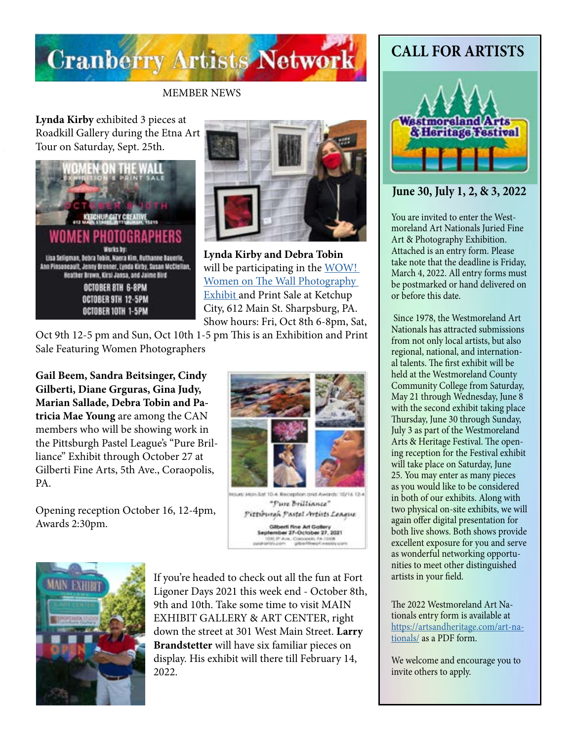# Cranberry Artists Network

MEMBER NEWS

**Lynda Kirby** exhibited 3 pieces at Roadkill Gallery during the Etna Art Tour on Saturday, Sept. 25th.

**Lynda Kirby and Debra Tobin** will be participating in the WOW! Women on The Wall Photography Exhibit and Print Sale at Ketchup City, 612 Main St. Sharpsburg, PA. Show hours: Fri, Oct 8th 6-8pm, Sat, Oct 9th 12-5 pm and Sun, Oct 10th 1-5 pm This is an Exhibition and Print Sale Featuring Women Photographers

**Gail Beem, Sandra Beitsinger, Cindy Gilberti, Diane Grguras, Gina Judy, Marian Sallade, Debra Tobin and Patricia Mae Young** are among the CAN members who will be showing work in the Pittsburgh Pastel League's "Pure Brilliance" Exhibit through October 27 at Gilberti Fine Arts, 5th Ave., Coraopolis, PA.

Opening reception October 16, 12-4pm, Awards 2:30pm.

If you're headed to check out all the fun at Fort Ligoner Days 2021 this week end - October 8th, 9th and 10th. Take some time to visit MAIN EXHIBIT GALLERY & ART CENTER, right down the street at 301 West Main Street. **Larry Brandstetter** will have six familiar pieces on display. His exhibit will there till February 14, 2022.

## CALL FOR ARTISTS

**June 30, July 1, 2, & 3, 2022**

You are invited to enter the Westmoreland Art Nationals Juried Fine Art & Photography Exhibition. Attached is an entry form. Please take note that the deadline is Friday, March 4, 2022. All entry forms must be postmarked or hand delivered on or before this date.

Since 1978, the Westmoreland Art Nationals has attracted submissions from not only local artists, but also regional, national, and international talents. The first exhibit will be held at the Westmoreland County Community College from Saturday, May 21 through Wednesday, June 8 with the second exhibit taking place Thursday, June 30 through Sunday, July 3 as part of the Westmoreland Arts & Heritage Festival. The opening reception for the Festival exhibit will take place on Saturday, June 25. You may enter as many pieces as you would like to be considered in both of our exhibits. Along with two physical on-site exhibits, we will again offer digital presentation for both live shows. Both shows provide excellent exposure for you and serve as wonderful networking opportunities to meet other distinguished artists in your field.

The 2022 Westmoreland Art Nationals entry form is available at https://artsandheritage.com/art-nationals/ as a PDF form.

We welcome and encourage you to invite others to apply.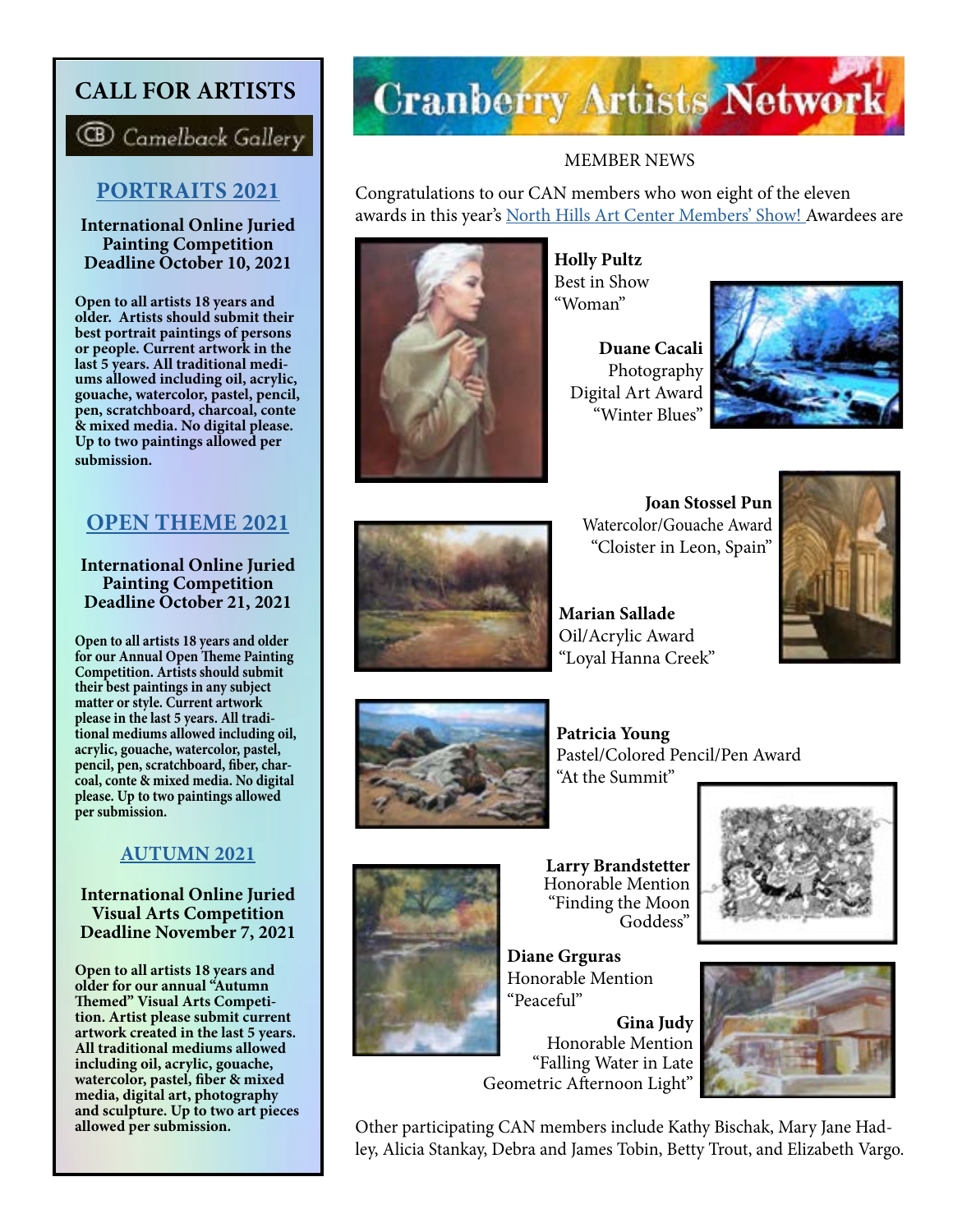# CALL FOR ARTISTS

Camelback Gallery

## PORTRAITS 2021

**International Online Juried Painting Competition Deadline October 10, 2021**

**Open to all artists 18 years and older. Artists should submit their best portrait paintings of persons or people. Current artwork in the last 5 years. All traditional mediums allowed including oil, acrylic, gouache, watercolor, pastel, pencil, pen, scratchboard, charcoal, conte & mixed media. No digital please. Up to two paintings allowed per submission.**

## OPEN THEME 2021

**International Online Juried Painting Competition Deadline October 21, 2021**

**Open to all artists 18 years and older for our Annual Open Theme Painting Competition. Artists should submit their best paintings in any subject matter or style. Current artwork please in the last 5 years. All traditional mediums allowed including oil, acrylic, gouache, watercolor, pastel, pencil, pen, scratchboard, fiber, charcoal, conte & mixed media. No digital please. Up to two paintings allowed per submission.**

## AUTUMN 2021

**International Online Juried Visual Arts Competition Deadline November 7, 2021**

**Open to all artists 18 years and older for our annual "Autumn Themed" Visual Arts Competition. Artist please submit current artwork created in the last 5 years. All traditional mediums allowed including oil, acrylic, gouache, watercolor, pastel, fiber & mixed media, digital art, photography and sculpture. Up to two art pieces allowed per submission.**

# Cranberry Artists Network

MEMBER NEWS

Congratulations to our CAN members who won eight of the eleven awards in this year's North Hills Art Center Members' Show! Awardees are

**Holly Pultz**
Best in Show
"Woman"

**Duane Cacali**
Photography
Digital Art Award
"Winter Blues"

**Joan Stossel Pun**
Watercolor/Gouache Award
"Cloister in Leon, Spain"

**Marian Sallade**
Oil/Acrylic Award
"Loyal Hanna Creek"

**Patricia Young**
Pastel/Colored Pencil/Pen Award
"At the Summit"

**Larry Brandstetter**
Honorable Mention
"Finding the Moon Goddess"

**Diane Grguras**
Honorable Mention
"Peaceful"

**Gina Judy**
Honorable Mention
"Falling Water in Late Geometric Afternoon Light"

Other participating CAN members include Kathy Bischak, Mary Jane Hadley, Alicia Stankay, Debra and James Tobin, Betty Trout, and Elizabeth Vargo.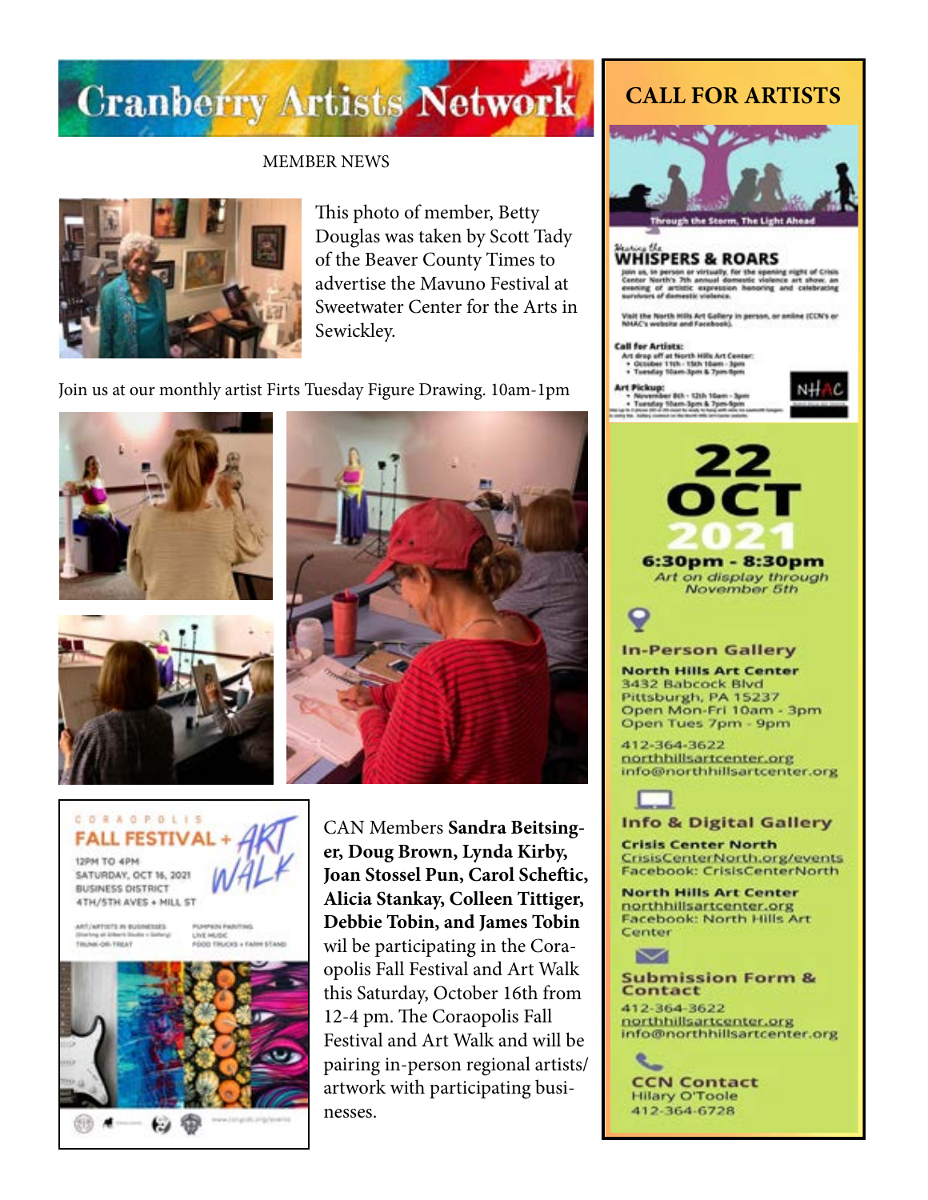# Cranberry Artists Network

MEMBER NEWS

This photo of member, Betty Douglas was taken by Scott Tady of the Beaver County Times to advertise the Mavuno Festival at Sweetwater Center for the Arts in Sewickley.

Join us at our monthly artist Firts Tuesday Figure Drawing. 10am-1pm

CORAOPOLIS FALL FESTIVAL + ART WALK

12PM TO 4PM
SATURDAY, OCT 16, 2021
BUSINESS DISTRICT
4TH/5TH AVES + MILL ST

ART/ARTISTS IN BUSINESSES
(Starting at Gilbert Studio + Gallery)
TRUNK-OR-TREAT

PUMPKIN PAINTING
LIVE MUSIC
FOOD TRUCKS + FARM STAND

CAN Members **Sandra Beitsinger, Doug Brown, Lynda Kirby, Joan Stossel Pun, Carol Scheftic, Alicia Stankay, Colleen Tittiger, Debbie Tobin, and James Tobin** wil be participating in the Coraopolis Fall Festival and Art Walk this Saturday, October 16th from 12-4 pm. The Coraopolis Fall Festival and Art Walk and will be pairing in-person regional artists/artwork with participating businesses.

## CALL FOR ARTISTS

Through the Storm, The Light Ahead

Hearing the WHISPERS & ROARS

Join us, in person or virtually, for the opening night of Crisis Center North's 7th annual domestic violence art show: an evening of artistic expression honoring and celebrating survivors of domestic violence.

Visit the North Hills Art Gallery in person, or online (CCN's or NHAC's website and Facebook).

**Call for Artists:**
Art drop off at North Hills Art Center:
- October 11th - 15th 10am - 3pm
- Tuesday 10am-3pm & 7pm-9pm

**Art Pickup:**
- November 8th - 12th 10am - 3pm
- Tuesday 10am-3pm & 7pm-9pm

**22 OCT 2021**
**6:30pm - 8:30pm**
*Art on display through November 5th*

**In-Person Gallery**
**North Hills Art Center**
3432 Babcock Blvd
Pittsburgh, PA 15237
Open Mon-Fri 10am - 3pm
Open Tues 7pm - 9pm

412-364-3622
northhillsartcenter.org
info@northhillsartcenter.org

**Info & Digital Gallery**
**Crisis Center North**
CrisisCenterNorth.org/events
Facebook: CrisisCenterNorth

**North Hills Art Center**
northhillsartcenter.org
Facebook: North Hills Art Center

**Submission Form & Contact**
412-364-3622
northhillsartcenter.org
info@northhillsartcenter.org

**CCN Contact**
Hilary O'Toole
412-364-6728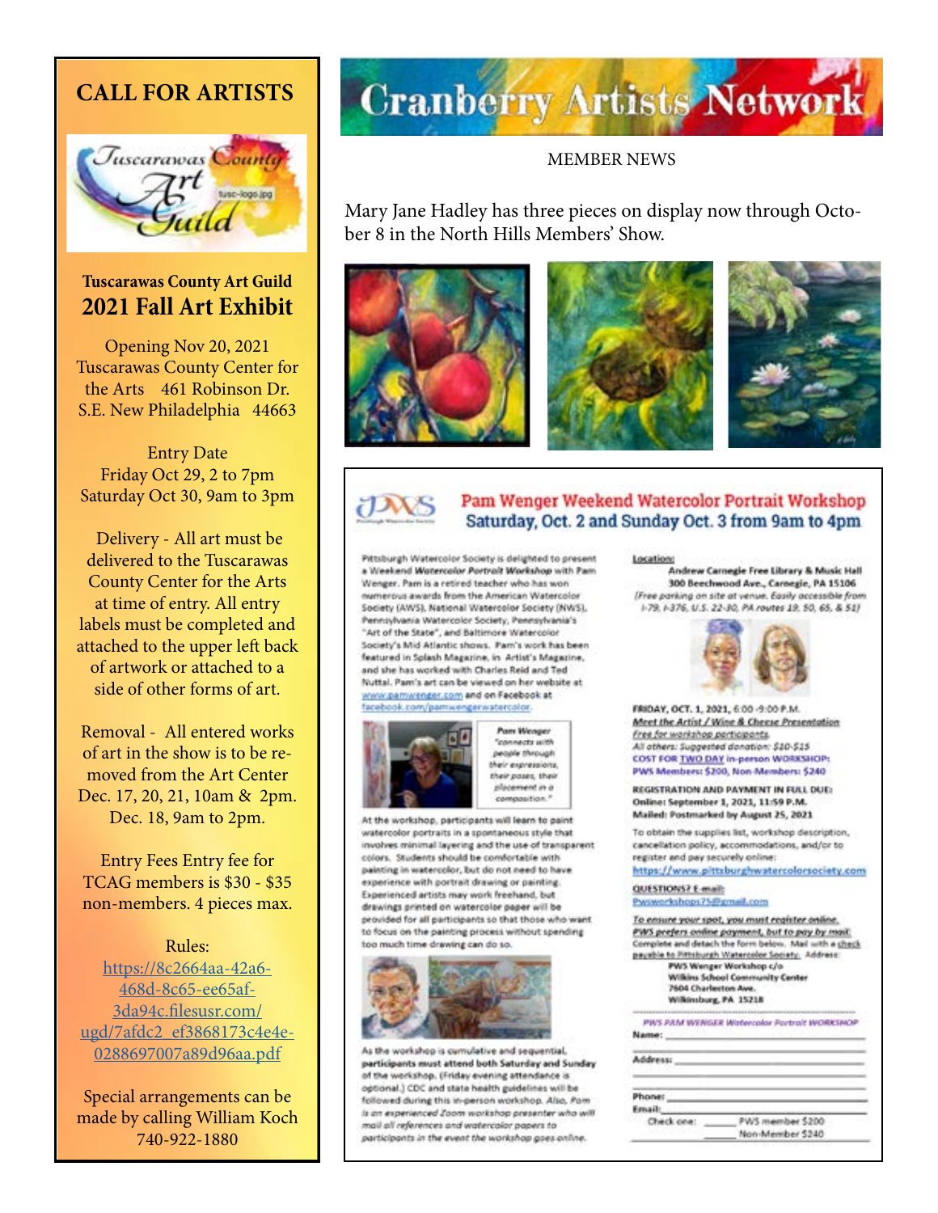## CALL FOR ARTISTS

**Tuscarawas County Art Guild**

## 2021 Fall Art Exhibit

Opening Nov 20, 2021
Tuscarawas County Center for the Arts 461 Robinson Dr. S.E. New Philadelphia 44663

Entry Date
Friday Oct 29, 2 to 7pm
Saturday Oct 30, 9am to 3pm

Delivery - All art must be delivered to the Tuscarawas County Center for the Arts at time of entry. All entry labels must be completed and attached to the upper left back of artwork or attached to a side of other forms of art.

Removal - All entered works of art in the show is to be removed from the Art Center Dec. 17, 20, 21, 10am & 2pm. Dec. 18, 9am to 2pm.

Entry Fees Entry fee for TCAG members is $30 - $35 non-members. 4 pieces max.

Rules:
[https://8c2664aa-42a6-468d-8c65-ee65af-3da94c.filesusr.com/ugd/7afdc2_ef3868173c4e4e-0288697007a89d96aa.pdf](https://8c2664aa-42a6-468d-8c65-ee65af3da94c.filesusr.com/ugd/7afdc2_ef3868173c4e4e0288697007a89d96aa.pdf)

Special arrangements can be made by calling William Koch 740-922-1880

# Cranberry Artists Network

MEMBER NEWS

Mary Jane Hadley has three pieces on display now through October 8 in the North Hills Members' Show.

## Pam Wenger Weekend Watercolor Portrait Workshop
### Saturday, Oct. 2 and Sunday Oct. 3 from 9am to 4pm

Pittsburgh Watercolor Society is delighted to present a Weekend *Watercolor Portrait Workshop* with Pam Wenger. Pam is a retired teacher who has won numerous awards from the American Watercolor Society (AWS), National Watercolor Society (NWS), Pennsylvania Watercolor Society, Pennsylvania's "Art of the State", and Baltimore Watercolor Society's Mid Atlantic shows. Pam's work has been featured in Splash Magazine, in Artist's Magazine, and she has worked with Charles Reid and Ted Nuttal. Pam's art can be viewed on her website at www.pamwenger.com and on Facebook at facebook.com/pamwengerwatercolor.

**Pam Wenger** *"connects with people through their expressions, their poses, their placement in a composition."*

At the workshop, participants will learn to paint watercolor portraits in a spontaneous style that involves minimal layering and the use of transparent colors. Students should be comfortable with painting in watercolor, but do not need to have experience with portrait drawing or painting. Experienced artists may work freehand, but drawings printed on watercolor paper will be provided for all participants so that those who want to focus on the painting process without spending too much time drawing can do so.

As the workshop is cumulative and sequential, **participants must attend both Saturday and Sunday** of the workshop. (Friday evening attendance is optional.) CDC and state health guidelines will be followed during this in-person workshop. *Also, Pam is an experienced Zoom workshop presenter who will mail all references and watercolor papers to participants in the event the workshop goes online.*

**Location:**
**Andrew Carnegie Free Library & Music Hall**
**300 Beechwood Ave., Carnegie, PA 15106**
*(Free parking on site at venue. Easily accessible from I-79, I-376, U.S. 22-30, PA routes 19, 50, 65, & 51)*

**FRIDAY, OCT. 1, 2021, 6:00 -9:00 P.M.**
***Meet the Artist / Wine & Cheese Presentation***
*Free for workshop participants.*
*All others: Suggested donation: $10-$15*
**COST FOR TWO DAY in-person WORKSHOP:**
**PWS Members: $200, Non-Members: $240**

**REGISTRATION AND PAYMENT IN FULL DUE:**
**Online: September 1, 2021, 11:59 P.M.**
**Mailed: Postmarked by August 25, 2021**

To obtain the supplies list, workshop description, cancellation policy, accommodations, and/or to register and pay securely online:
https://www.pittsburghwatercolorsociety.com

**QUESTIONS? E-mail:**
Pwsworkshops75@gmail.com

***To ensure your spot, you must register online.***
***PWS prefers online payment, but to pay by mail:***
Complete and detach the form below. Mail with a check payable to Pittsburgh Watercolor Society. Address:
**PWS Wenger Workshop c/o**
**Wilkins School Community Center**
**7604 Charleston Ave.**
**Wilkinsburg, PA 15218**

*PWS PAM WENGER Watercolor Portrait WORKSHOP*

Name: ______________________

Address: ______________________

Phone: ______________________

Email: ______________________

Check one: ______ PWS member $200
______ Non-Member $240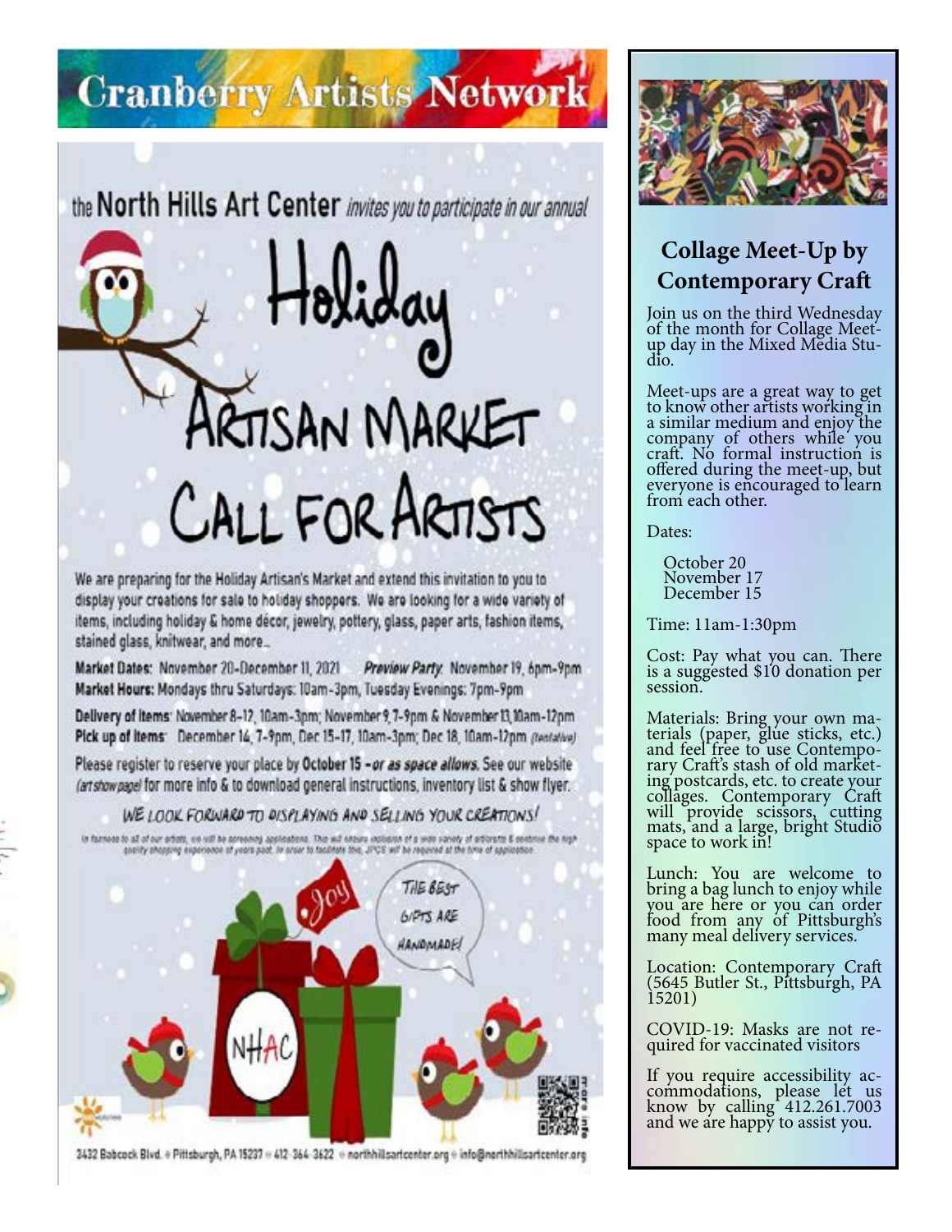# Cranberry Artists Network

the **North Hills Art Center** *invites you to participate in our annual*

# Holiday Artisan Market Call for Artists

We are preparing for the Holiday Artisan's Market and extend this invitation to you to display your creations for sale to holiday shoppers. We are looking for a wide variety of items, including holiday & home décor, jewelry, pottery, glass, paper arts, fashion items, stained glass, knitwear, and more…

**Market Dates:** November 20-December 11, 2021 ***Preview Party:*** November 19, 6pm-9pm
**Market Hours:** Mondays thru Saturdays: 10am-3pm, Tuesday Evenings: 7pm-9pm

**Delivery of Items:** November 8-12, 10am-3pm; November 9, 7-9pm & November 13, 10am-12pm
**Pick up of Items:** December 14, 7-9pm, Dec 15-17, 10am-3pm; Dec 18, 10am-12pm *(tentative)*

Please register to reserve your place by **October 15** - ***or as space allows.*** See our website *(art show page)* for more info & to download general instructions, inventory list & show flyer.

*WE LOOK FORWARD TO DISPLAYING AND SELLING YOUR CREATIONS!*

*In fairness to all of our artists, we will be screening applications. This will ensure inclusion of a wide variety of artwork & continue the high quality shopping experience of years past. In order to facilitate this, JPGS will be required at the time of application.*

3432 Babcock Blvd. • Pittsburgh, PA 15237 • 412-364-3622 • northhillsartcenter.org • info@northhillsartcenter.org

## Collage Meet-Up by Contemporary Craft

Join us on the third Wednesday of the month for Collage Meet-up day in the Mixed Media Studio.

Meet-ups are a great way to get to know other artists working in a similar medium and enjoy the company of others while you craft. No formal instruction is offered during the meet-up, but everyone is encouraged to learn from each other.

Dates:

October 20
November 17
December 15

Time: 11am-1:30pm

Cost: Pay what you can. There is a suggested $10 donation per session.

Materials: Bring your own materials (paper, glue sticks, etc.) and feel free to use Contemporary Craft's stash of old marketing postcards, etc. to create your collages. Contemporary Craft will provide scissors, cutting mats, and a large, bright Studio space to work in!

Lunch: You are welcome to bring a bag lunch to enjoy while you are here or you can order food from any of Pittsburgh's many meal delivery services.

Location: Contemporary Craft (5645 Butler St., Pittsburgh, PA 15201)

COVID-19: Masks are not required for vaccinated visitors

If you require accessibility accommodations, please let us know by calling 412.261.7003 and we are happy to assist you.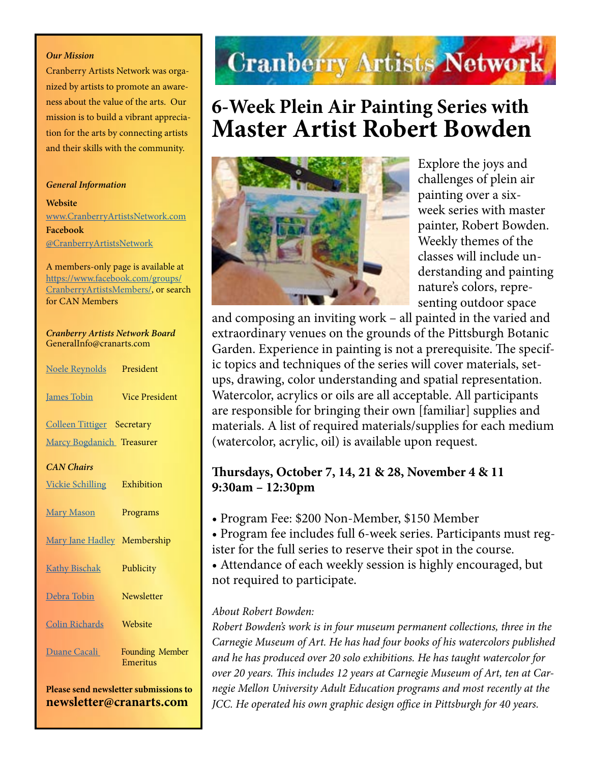# Cranberry Artists Network

## 6-Week Plein Air Painting Series with Master Artist Robert Bowden

Explore the joys and challenges of plein air painting over a six-week series with master painter, Robert Bowden. Weekly themes of the classes will include understanding and painting nature's colors, representing outdoor space and composing an inviting work – all painted in the varied and extraordinary venues on the grounds of the Pittsburgh Botanic Garden. Experience in painting is not a prerequisite. The specific topics and techniques of the series will cover materials, setups, drawing, color understanding and spatial representation. Watercolor, acrylics or oils are all acceptable. All participants are responsible for bringing their own [familiar] supplies and materials. A list of required materials/supplies for each medium (watercolor, acrylic, oil) is available upon request.

**Thursdays, October 7, 14, 21 & 28, November 4 & 11**
**9:30am – 12:30pm**

- Program Fee: $200 Non-Member, $150 Member
- Program fee includes full 6-week series. Participants must register for the full series to reserve their spot in the course.
- Attendance of each weekly session is highly encouraged, but not required to participate.

*About Robert Bowden:*

*Robert Bowden's work is in four museum permanent collections, three in the Carnegie Museum of Art. He has had four books of his watercolors published and he has produced over 20 solo exhibitions. He has taught watercolor for over 20 years. This includes 12 years at Carnegie Museum of Art, ten at Carnegie Mellon University Adult Education programs and most recently at the JCC. He operated his own graphic design office in Pittsburgh for 40 years.*

---

***Our Mission***

Cranberry Artists Network was organized by artists to promote an awareness about the value of the arts. Our mission is to build a vibrant appreciation for the arts by connecting artists and their skills with the community.

***General Information***

**Website**
www.CranberryArtistsNetwork.com
**Facebook**
@CranberryArtistsNetwork

A members-only page is available at https://www.facebook.com/groups/CranberryArtistsMembers/, or search for CAN Members

***Cranberry Artists Network Board***
GeneralInfo@cranarts.com

| | |
|---|---|
| Noele Reynolds | President |
| James Tobin | Vice President |
| Colleen Tittiger | Secretary |
| Marcy Bogdanich | Treasurer |

***CAN Chairs***

| | |
|---|---|
| Vickie Schilling | Exhibition |
| Mary Mason | Programs |
| Mary Jane Hadley | Membership |
| Kathy Bischak | Publicity |
| Debra Tobin | Newsletter |
| Colin Richards | Website |
| Duane Cacali | Founding Member Emeritus |

**Please send newsletter submissions to**
**newsletter@cranarts.com**